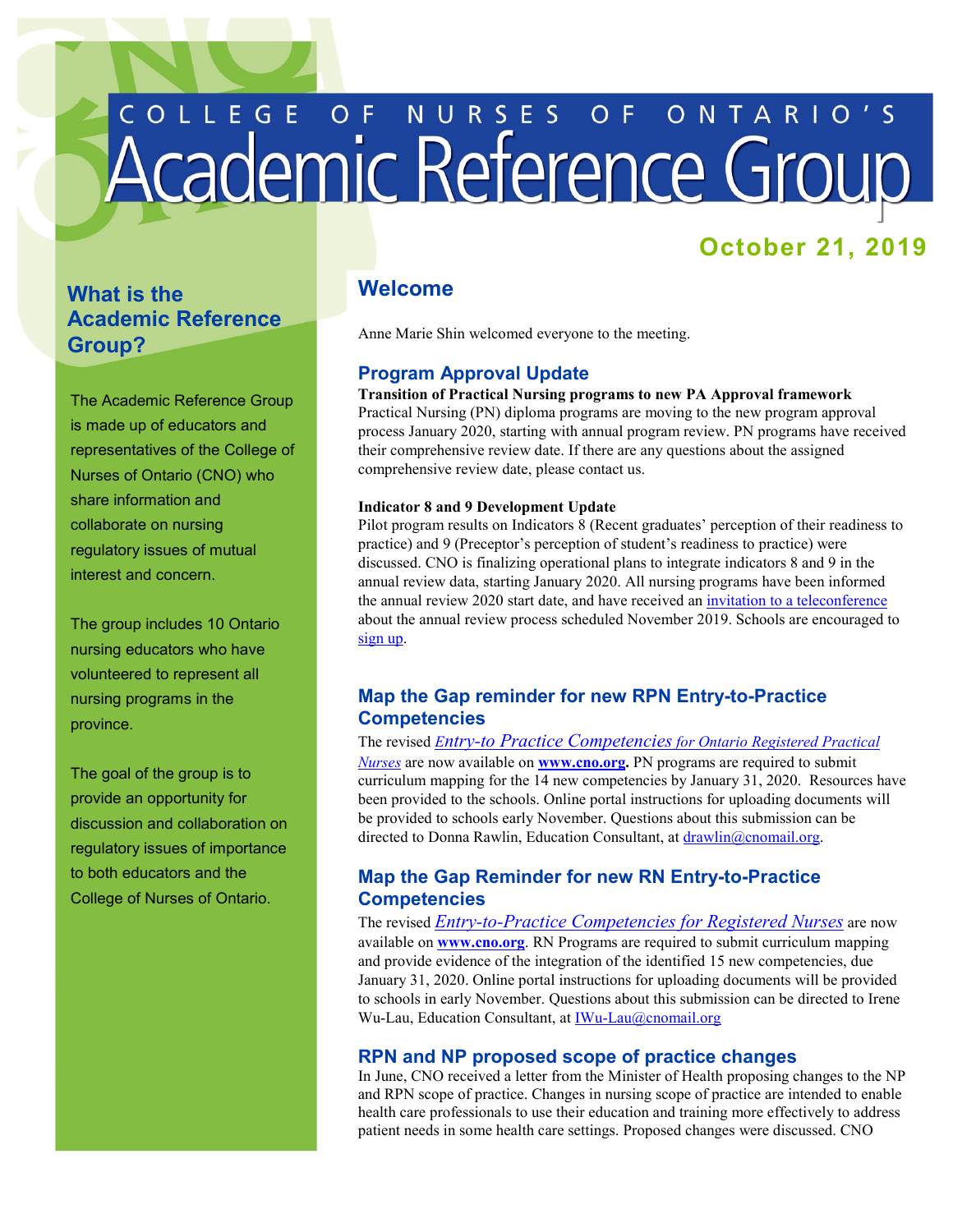# College of Nurses of Ontario's Academic Reference Group

**October 21, 2019**

## What is the Academic Reference Group?

The Academic Reference Group is made up of educators and representatives of the College of Nurses of Ontario (CNO) who share information and collaborate on nursing regulatory issues of mutual interest and concern.

The group includes 10 Ontario nursing educators who have volunteered to represent all nursing programs in the province.

The goal of the group is to provide an opportunity for discussion and collaboration on regulatory issues of importance to both educators and the College of Nurses of Ontario.

## Welcome

Anne Marie Shin welcomed everyone to the meeting.

## Program Approval Update

**Transition of Practical Nursing programs to new PA Approval framework**

Practical Nursing (PN) diploma programs are moving to the new program approval process January 2020, starting with annual program review. PN programs have received their comprehensive review date. If there are any questions about the assigned comprehensive review date, please contact us.

**Indicator 8 and 9 Development Update**

Pilot program results on Indicators 8 (Recent graduates' perception of their readiness to practice) and 9 (Preceptor's perception of student's readiness to practice) were discussed. CNO is finalizing operational plans to integrate indicators 8 and 9 in the annual review data, starting January 2020. All nursing programs have been informed the annual review 2020 start date, and have received an invitation to a teleconference about the annual review process scheduled November 2019. Schools are encouraged to sign up.

## Map the Gap reminder for new RPN Entry-to-Practice Competencies

The revised *Entry-to Practice Competencies for Ontario Registered Practical Nurses* are now available on **www.cno.org.** PN programs are required to submit curriculum mapping for the 14 new competencies by January 31, 2020. Resources have been provided to the schools. Online portal instructions for uploading documents will be provided to schools early November. Questions about this submission can be directed to Donna Rawlin, Education Consultant, at drawlin@cnomail.org.

## Map the Gap Reminder for new RN Entry-to-Practice Competencies

The revised *Entry-to-Practice Competencies for Registered Nurses* are now available on **www.cno.org**. RN Programs are required to submit curriculum mapping and provide evidence of the integration of the identified 15 new competencies, due January 31, 2020. Online portal instructions for uploading documents will be provided to schools in early November. Questions about this submission can be directed to Irene Wu-Lau, Education Consultant, at IWu-Lau@cnomail.org

## RPN and NP proposed scope of practice changes

In June, CNO received a letter from the Minister of Health proposing changes to the NP and RPN scope of practice. Changes in nursing scope of practice are intended to enable health care professionals to use their education and training more effectively to address patient needs in some health care settings. Proposed changes were discussed. CNO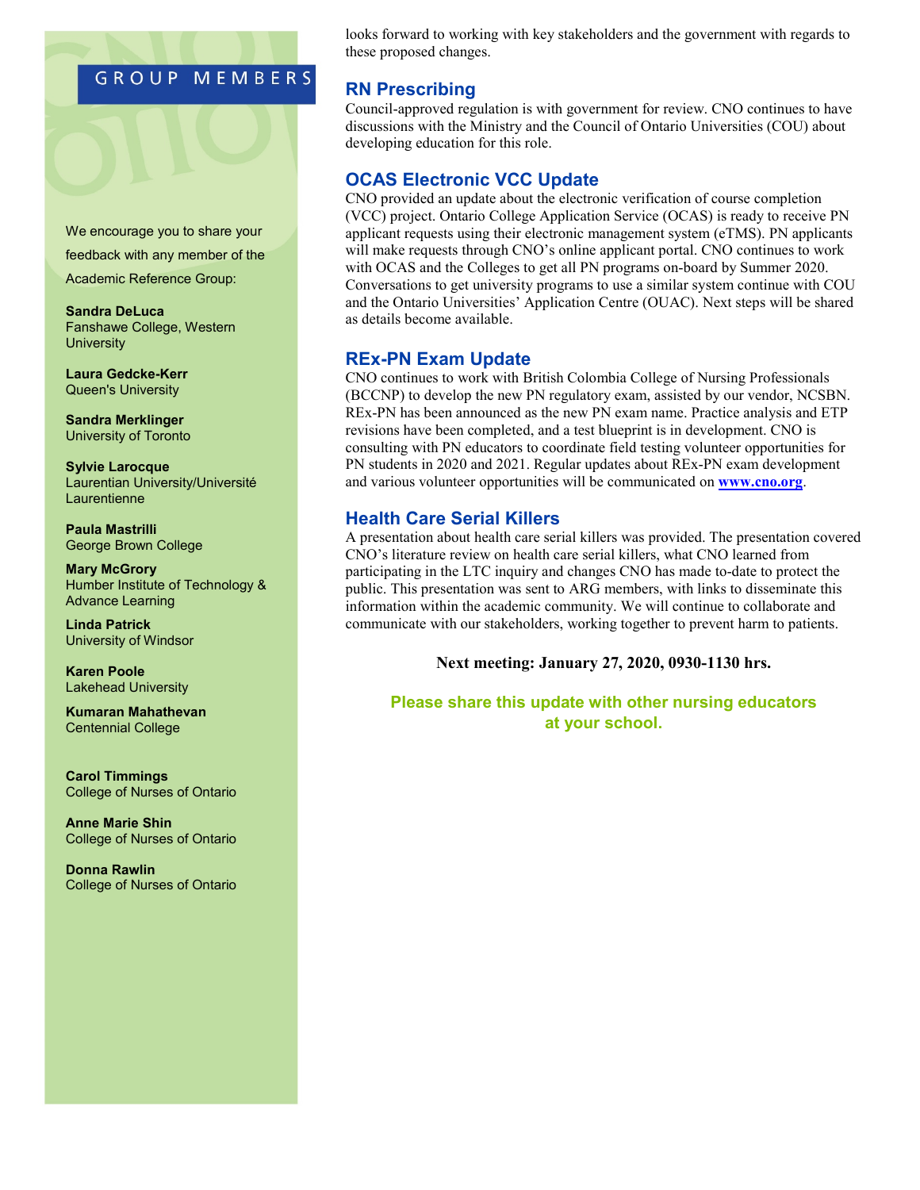## GROUP MEMBERS

We encourage you to share your feedback with any member of the Academic Reference Group:

**Sandra DeLuca**
Fanshawe College, Western University

**Laura Gedcke-Kerr**
Queen's University

**Sandra Merklinger**
University of Toronto

**Sylvie Larocque**
Laurentian University/Université Laurentienne

**Paula Mastrilli**
George Brown College

**Mary McGrory**
Humber Institute of Technology & Advance Learning

**Linda Patrick**
University of Windsor

**Karen Poole**
Lakehead University

**Kumaran Mahathevan**
Centennial College

**Carol Timmings**
College of Nurses of Ontario

**Anne Marie Shin**
College of Nurses of Ontario

**Donna Rawlin**
College of Nurses of Ontario

looks forward to working with key stakeholders and the government with regards to these proposed changes.

### RN Prescribing

Council-approved regulation is with government for review. CNO continues to have discussions with the Ministry and the Council of Ontario Universities (COU) about developing education for this role.

### OCAS Electronic VCC Update

CNO provided an update about the electronic verification of course completion (VCC) project. Ontario College Application Service (OCAS) is ready to receive PN applicant requests using their electronic management system (eTMS). PN applicants will make requests through CNO's online applicant portal. CNO continues to work with OCAS and the Colleges to get all PN programs on-board by Summer 2020. Conversations to get university programs to use a similar system continue with COU and the Ontario Universities' Application Centre (OUAC). Next steps will be shared as details become available.

### REx-PN Exam Update

CNO continues to work with British Colombia College of Nursing Professionals (BCCNP) to develop the new PN regulatory exam, assisted by our vendor, NCSBN. REx-PN has been announced as the new PN exam name. Practice analysis and ETP revisions have been completed, and a test blueprint is in development. CNO is consulting with PN educators to coordinate field testing volunteer opportunities for PN students in 2020 and 2021. Regular updates about REx-PN exam development and various volunteer opportunities will be communicated on **www.cno.org**.

### Health Care Serial Killers

A presentation about health care serial killers was provided. The presentation covered CNO's literature review on health care serial killers, what CNO learned from participating in the LTC inquiry and changes CNO has made to-date to protect the public. This presentation was sent to ARG members, with links to disseminate this information within the academic community. We will continue to collaborate and communicate with our stakeholders, working together to prevent harm to patients.

**Next meeting: January 27, 2020, 0930-1130 hrs.**

**Please share this update with other nursing educators at your school.**